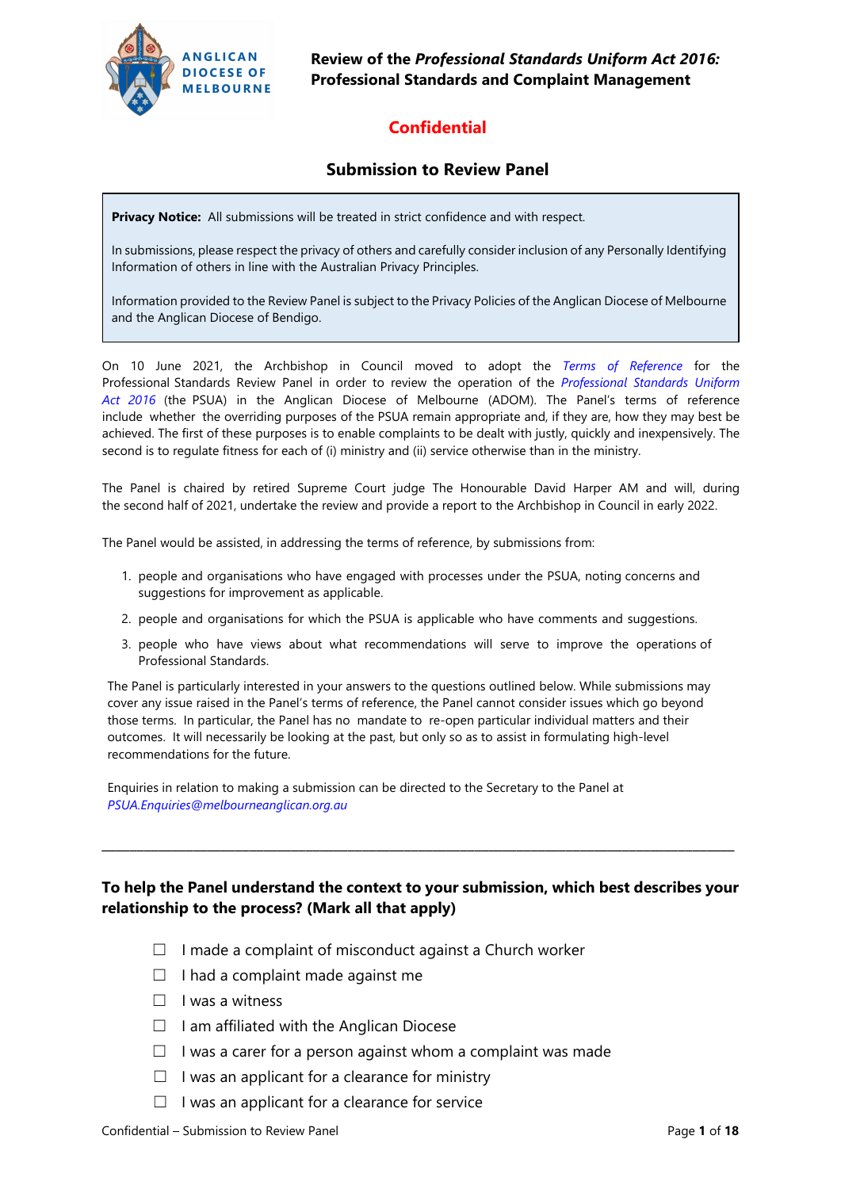ANGLICAN DIOCESE OF MELBOURNE

**Review of the *Professional Standards Uniform Act 2016:* Professional Standards and Complaint Management**

**Confidential**

## Submission to Review Panel

**Privacy Notice:** All submissions will be treated in strict confidence and with respect.

In submissions, please respect the privacy of others and carefully consider inclusion of any Personally Identifying Information of others in line with the Australian Privacy Principles.

Information provided to the Review Panel is subject to the Privacy Policies of the Anglican Diocese of Melbourne and the Anglican Diocese of Bendigo.

On 10 June 2021, the Archbishop in Council moved to adopt the *Terms of Reference* for the Professional Standards Review Panel in order to review the operation of the *Professional Standards Uniform Act 2016* (the PSUA) in the Anglican Diocese of Melbourne (ADOM). The Panel's terms of reference include whether the overriding purposes of the PSUA remain appropriate and, if they are, how they may best be achieved. The first of these purposes is to enable complaints to be dealt with justly, quickly and inexpensively. The second is to regulate fitness for each of (i) ministry and (ii) service otherwise than in the ministry.

The Panel is chaired by retired Supreme Court judge The Honourable David Harper AM and will, during the second half of 2021, undertake the review and provide a report to the Archbishop in Council in early 2022.

The Panel would be assisted, in addressing the terms of reference, by submissions from:

1. people and organisations who have engaged with processes under the PSUA, noting concerns and suggestions for improvement as applicable.
2. people and organisations for which the PSUA is applicable who have comments and suggestions.
3. people who have views about what recommendations will serve to improve the operations of Professional Standards.

The Panel is particularly interested in your answers to the questions outlined below. While submissions may cover any issue raised in the Panel's terms of reference, the Panel cannot consider issues which go beyond those terms. In particular, the Panel has no mandate to re-open particular individual matters and their outcomes. It will necessarily be looking at the past, but only so as to assist in formulating high-level recommendations for the future.

Enquiries in relation to making a submission can be directed to the Secretary to the Panel at *PSUA.Enquiries@melbourneanglican.org.au*

---

**To help the Panel understand the context to your submission, which best describes your relationship to the process? (Mark all that apply)**

- ☐ I made a complaint of misconduct against a Church worker
- ☐ I had a complaint made against me
- ☐ I was a witness
- ☐ I am affiliated with the Anglican Diocese
- ☐ I was a carer for a person against whom a complaint was made
- ☐ I was an applicant for a clearance for ministry
- ☐ I was an applicant for a clearance for service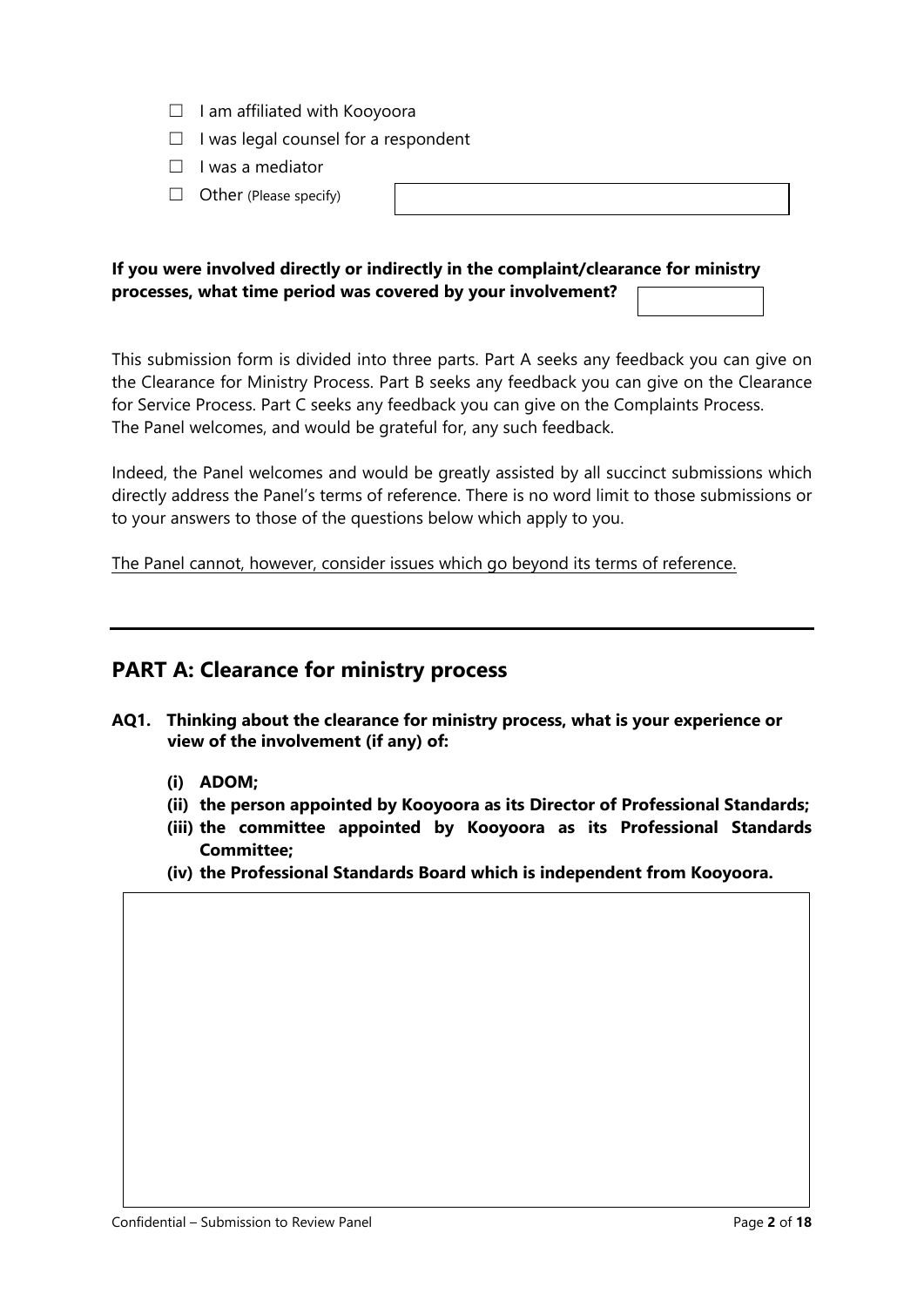- ☐ I am affiliated with Kooyoora
- ☐ I was legal counsel for a respondent
- ☐ I was a mediator
- ☐ Other (Please specify)

**If you were involved directly or indirectly in the complaint/clearance for ministry processes, what time period was covered by your involvement?**

This submission form is divided into three parts. Part A seeks any feedback you can give on the Clearance for Ministry Process. Part B seeks any feedback you can give on the Clearance for Service Process. Part C seeks any feedback you can give on the Complaints Process. The Panel welcomes, and would be grateful for, any such feedback.

Indeed, the Panel welcomes and would be greatly assisted by all succinct submissions which directly address the Panel's terms of reference. There is no word limit to those submissions or to your answers to those of the questions below which apply to you.

<u>The Panel cannot, however, consider issues which go beyond its terms of reference.</u>

---

## PART A: Clearance for ministry process

**AQ1. Thinking about the clearance for ministry process, what is your experience or view of the involvement (if any) of:**

- **(i) ADOM;**
- **(ii) the person appointed by Kooyoora as its Director of Professional Standards;**
- **(iii) the committee appointed by Kooyoora as its Professional Standards Committee;**
- **(iv) the Professional Standards Board which is independent from Kooyoora.**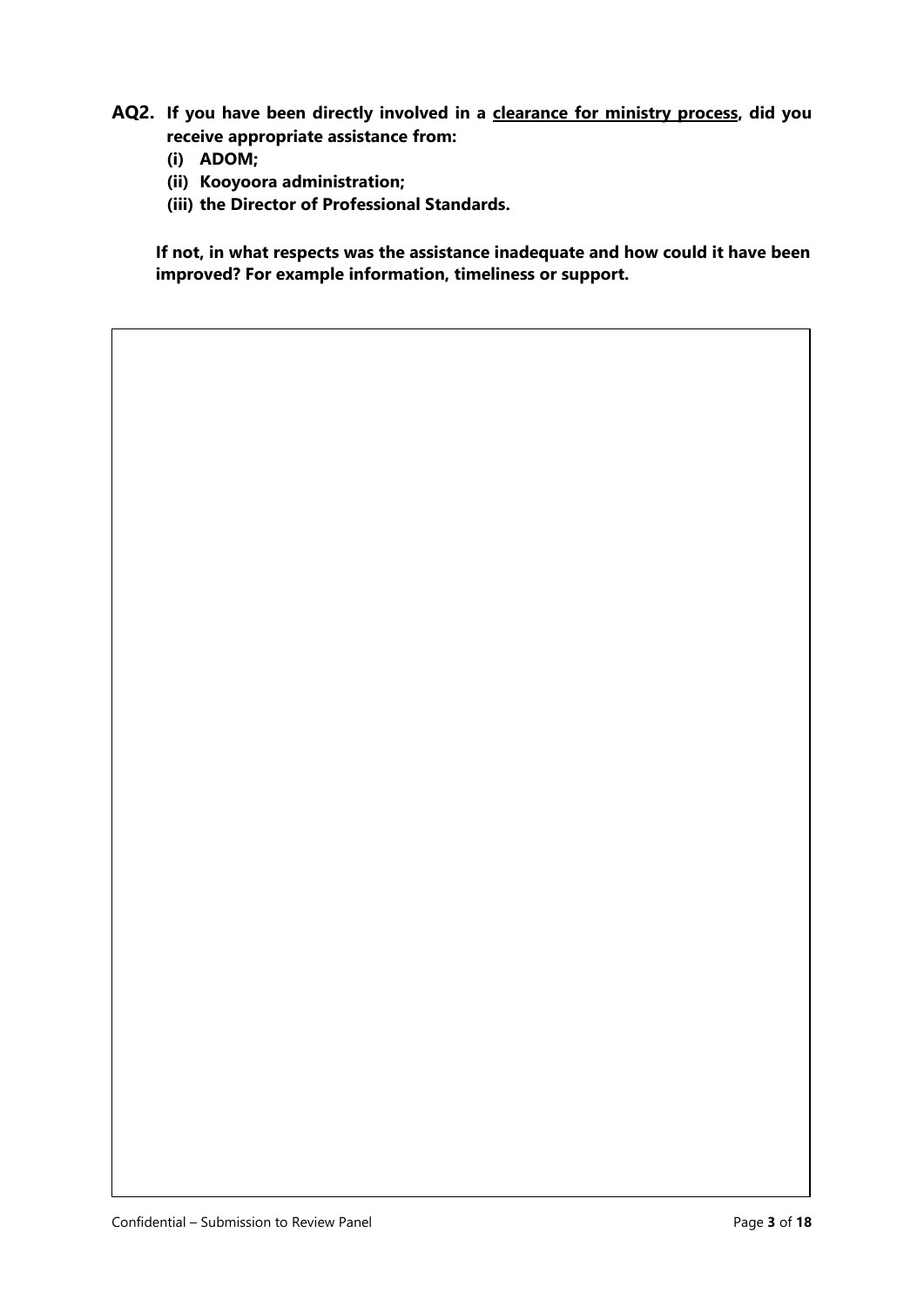**AQ2. If you have been directly involved in a <u>clearance for ministry process</u>, did you receive appropriate assistance from:**

- **(i) ADOM;**
- **(ii) Kooyoora administration;**
- **(iii) the Director of Professional Standards.**

**If not, in what respects was the assistance inadequate and how could it have been improved? For example information, timeliness or support.**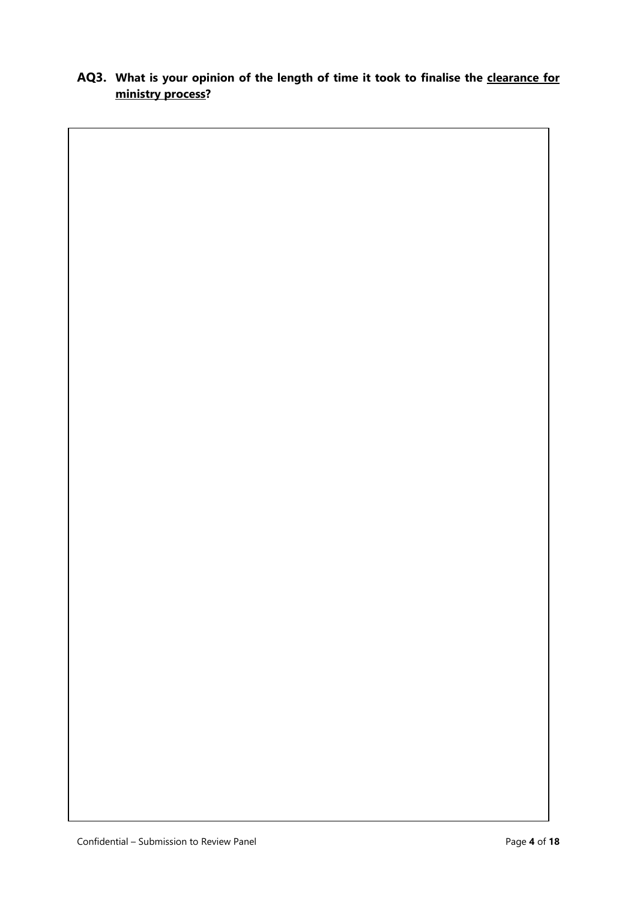**AQ3. What is your opinion of the length of time it took to finalise the <u>clearance for ministry process</u>?**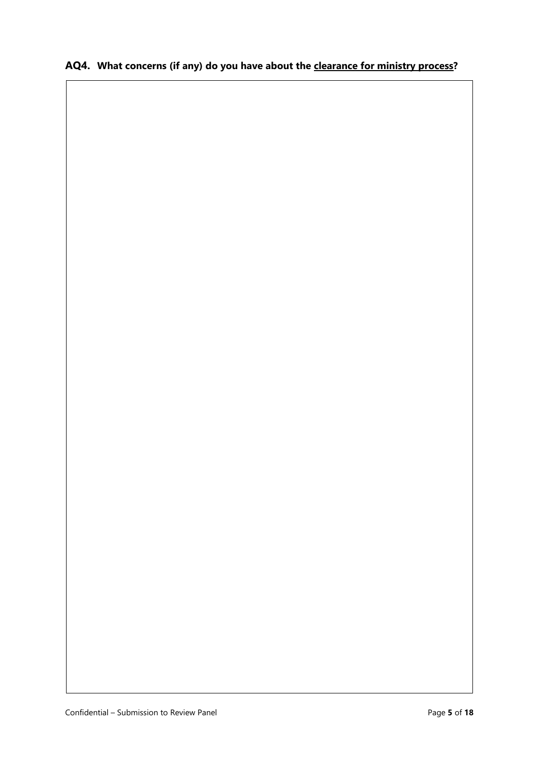**AQ4. What concerns (if any) do you have about the <u>clearance for ministry process</u>?**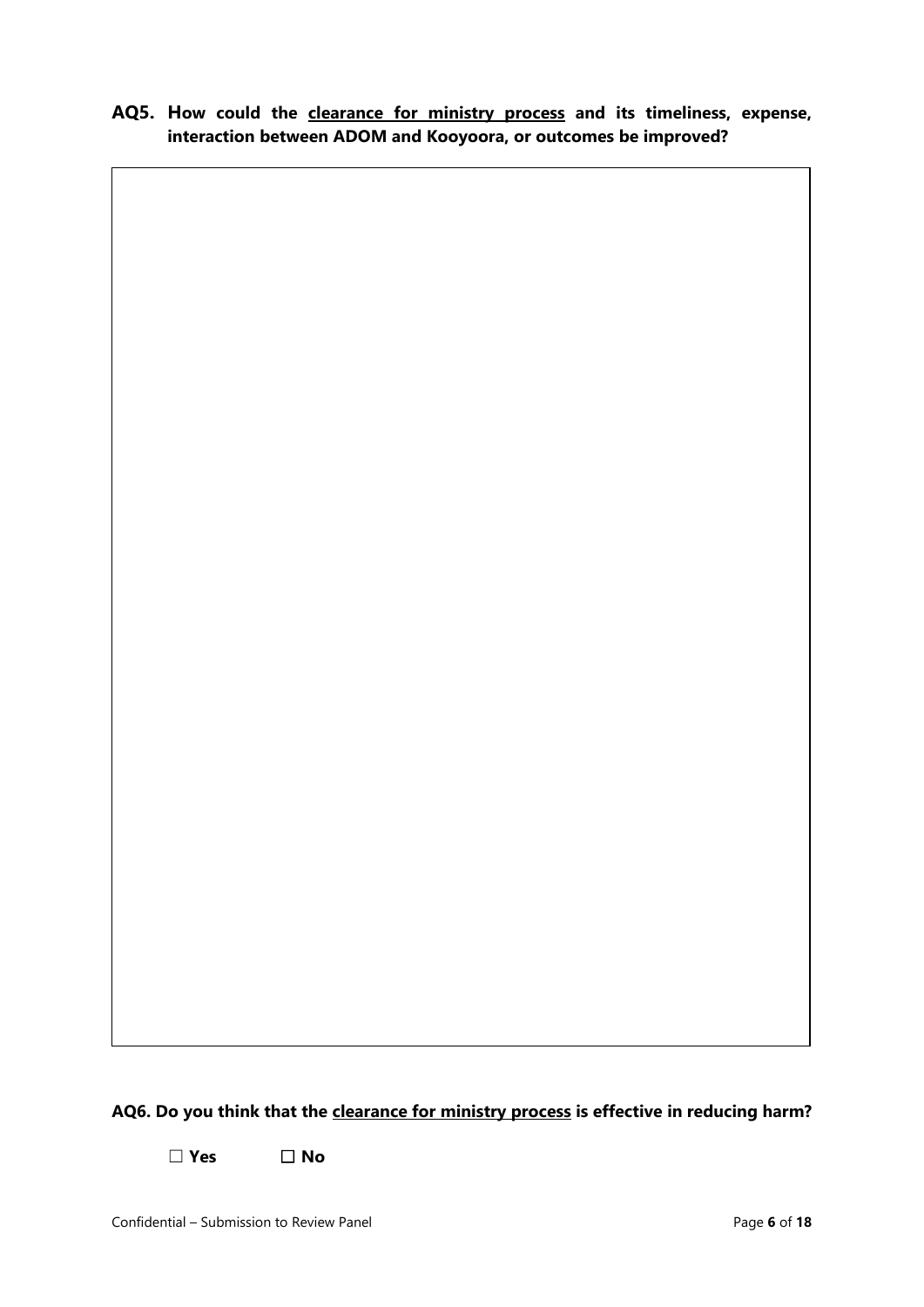**AQ5. How could the <u>clearance for ministry process</u> and its timeliness, expense, interaction between ADOM and Kooyoora, or outcomes be improved?**

**AQ6. Do you think that the <u>clearance for ministry process</u> is effective in reducing harm?**

☐ **Yes** ☐ **No**

Confidential – Submission to Review Panel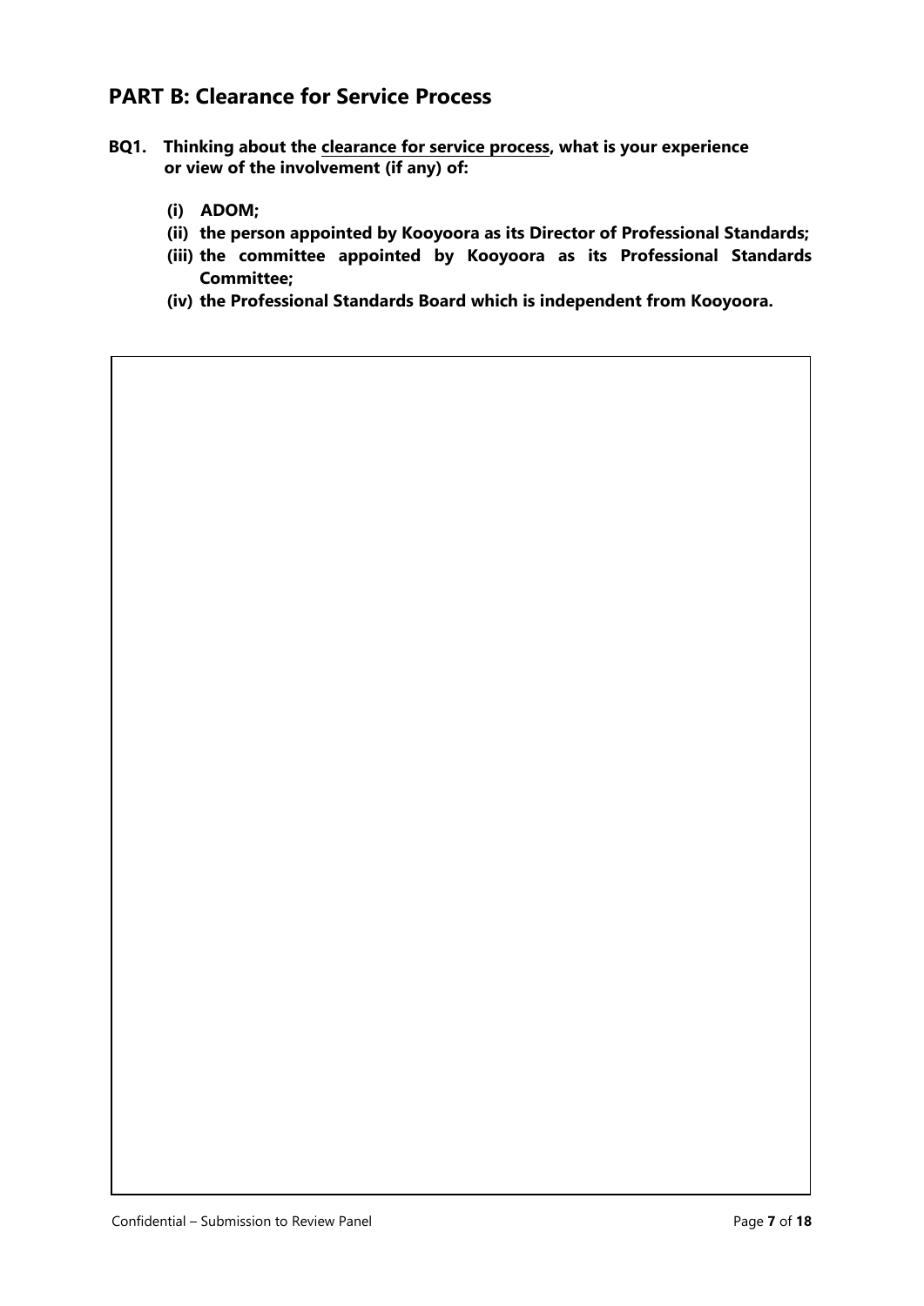## PART B: Clearance for Service Process

**BQ1. Thinking about the <u>clearance for service process</u>, what is your experience or view of the involvement (if any) of:**

- **(i) ADOM;**
- **(ii) the person appointed by Kooyoora as its Director of Professional Standards;**
- **(iii) the committee appointed by Kooyoora as its Professional Standards Committee;**
- **(iv) the Professional Standards Board which is independent from Kooyoora.**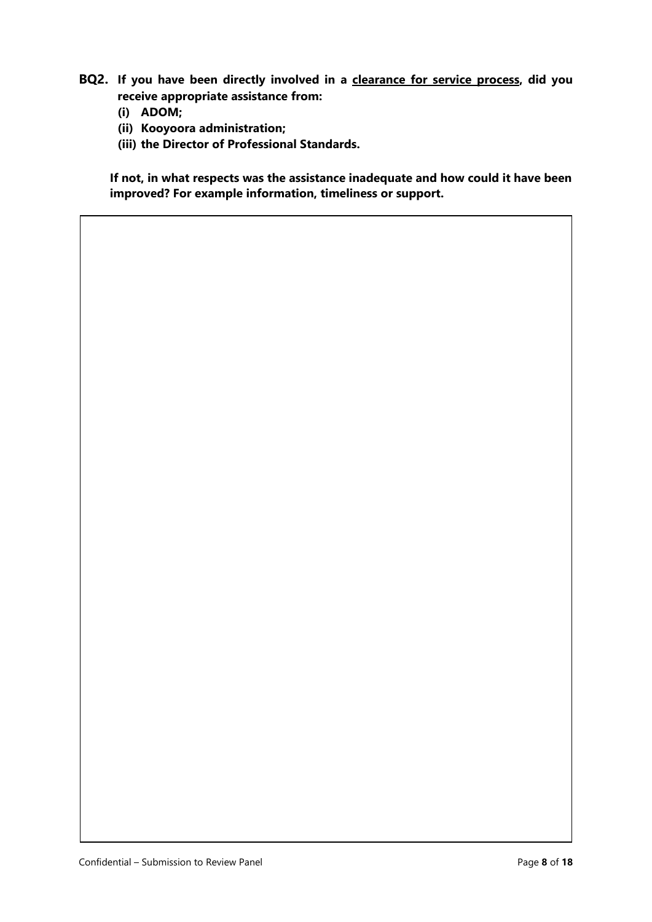**BQ2. If you have been directly involved in a <u>clearance for service process</u>, did you receive appropriate assistance from:**

**(i) ADOM;**

**(ii) Kooyoora administration;**

**(iii) the Director of Professional Standards.**

**If not, in what respects was the assistance inadequate and how could it have been improved? For example information, timeliness or support.**

| |
|---|
| |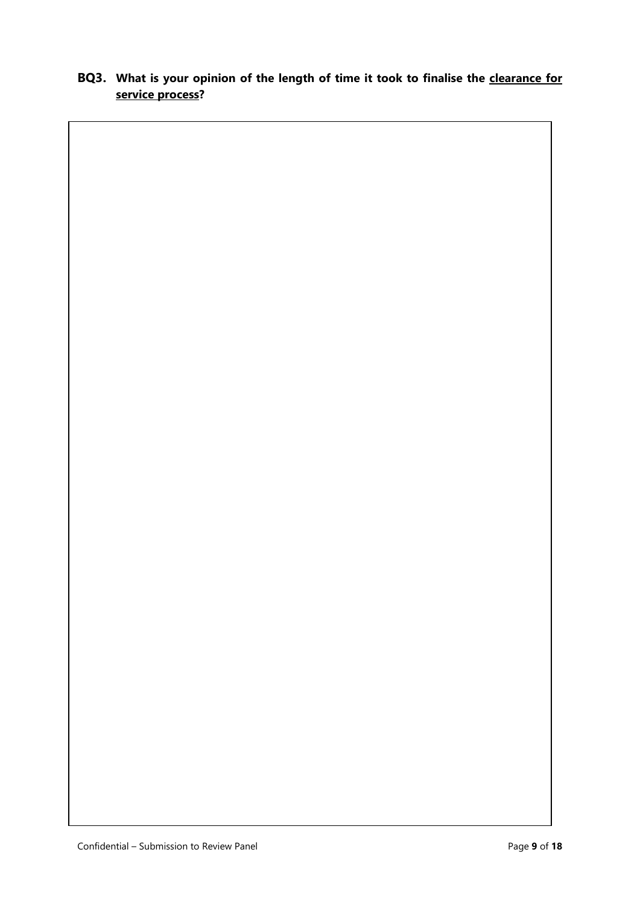**BQ3. What is your opinion of the length of time it took to finalise the <u>clearance for service process</u>?**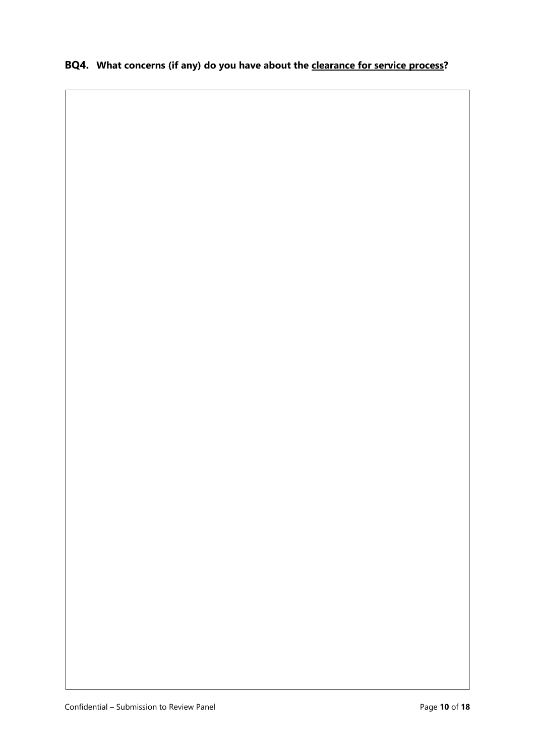**BQ4. What concerns (if any) do you have about the <u>clearance for service process</u>?**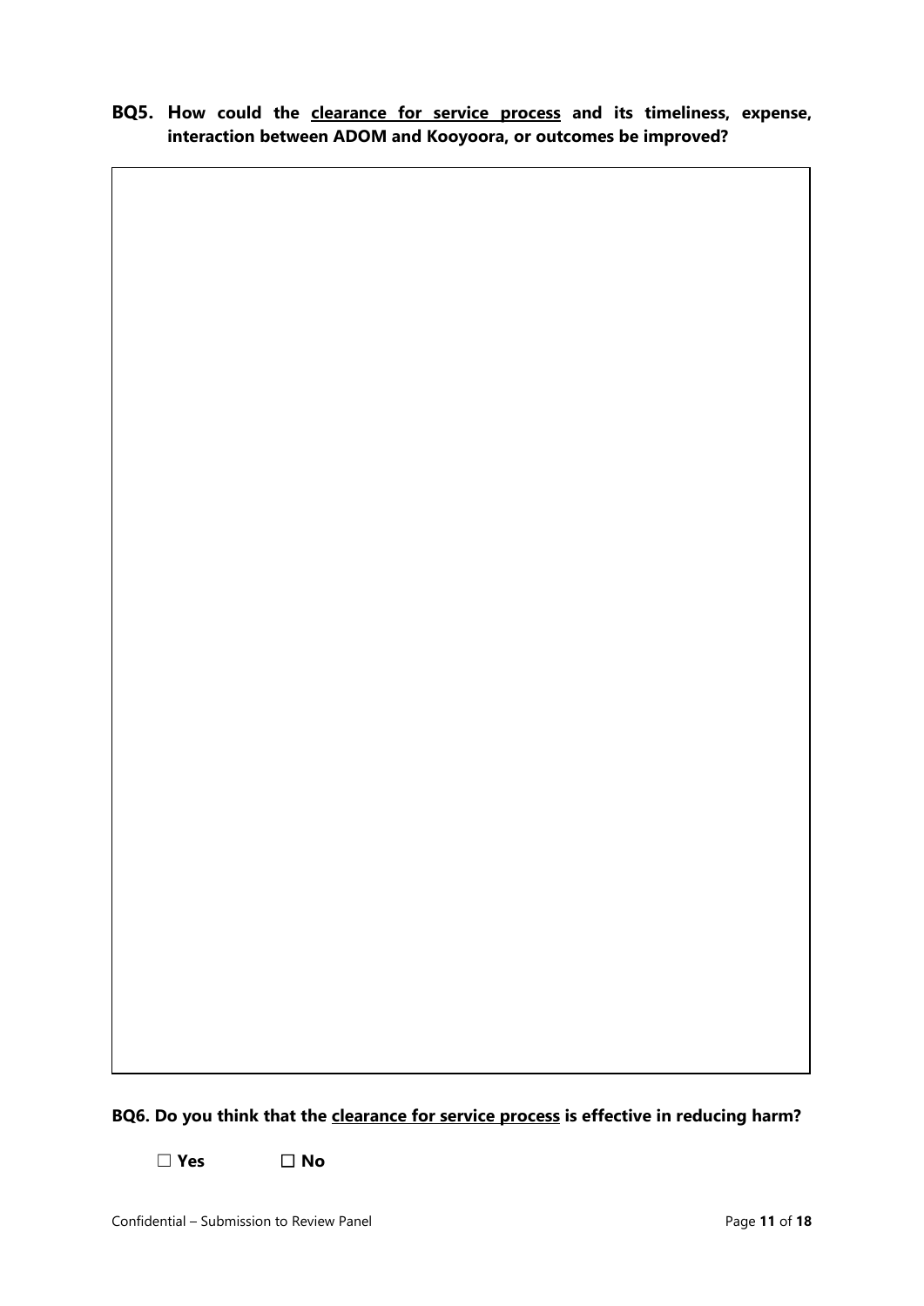**BQ5. How could the <u>clearance for service process</u> and its timeliness, expense, interaction between ADOM and Kooyoora, or outcomes be improved?**

**BQ6. Do you think that the <u>clearance for service process</u> is effective in reducing harm?**

☐ **Yes** ☐ **No**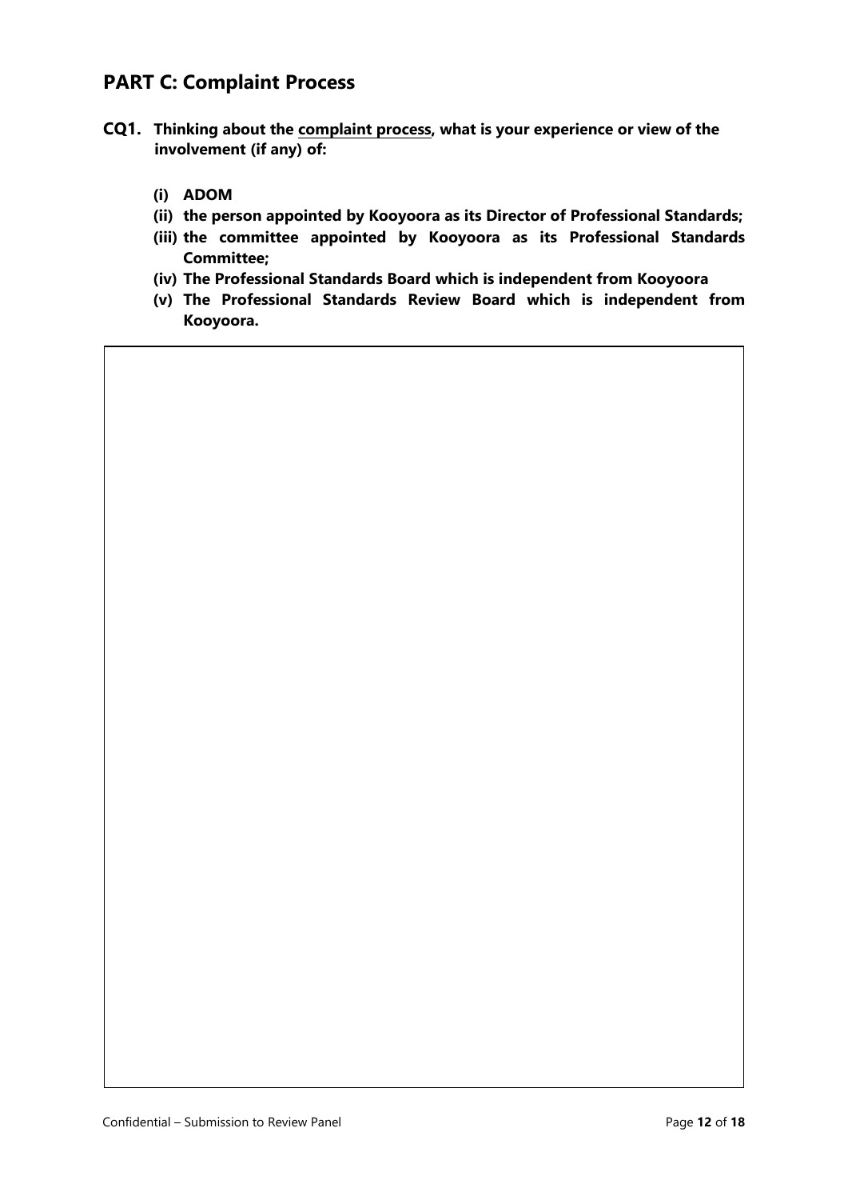## PART C: Complaint Process

**CQ1. Thinking about the <u>complaint process</u>, what is your experience or view of the involvement (if any) of:**

- **(i) ADOM**
- **(ii) the person appointed by Kooyoora as its Director of Professional Standards;**
- **(iii) the committee appointed by Kooyoora as its Professional Standards Committee;**
- **(iv) The Professional Standards Board which is independent from Kooyoora**
- **(v) The Professional Standards Review Board which is independent from Kooyoora.**

|   |
|---|
|   |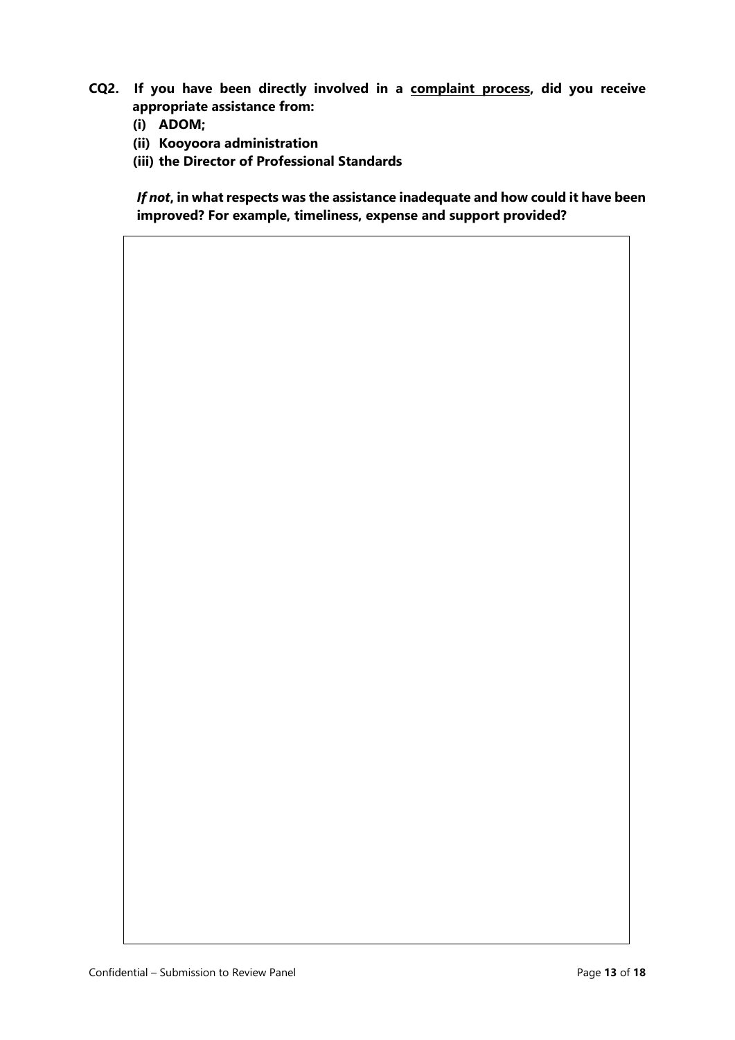**CQ2. If you have been directly involved in a <u>complaint process</u>, did you receive appropriate assistance from:**

**(i) ADOM;**

**(ii) Kooyoora administration**

**(iii) the Director of Professional Standards**

***If not*, in what respects was the assistance inadequate and how could it have been improved? For example, timeliness, expense and support provided?**

| |
|---|
| |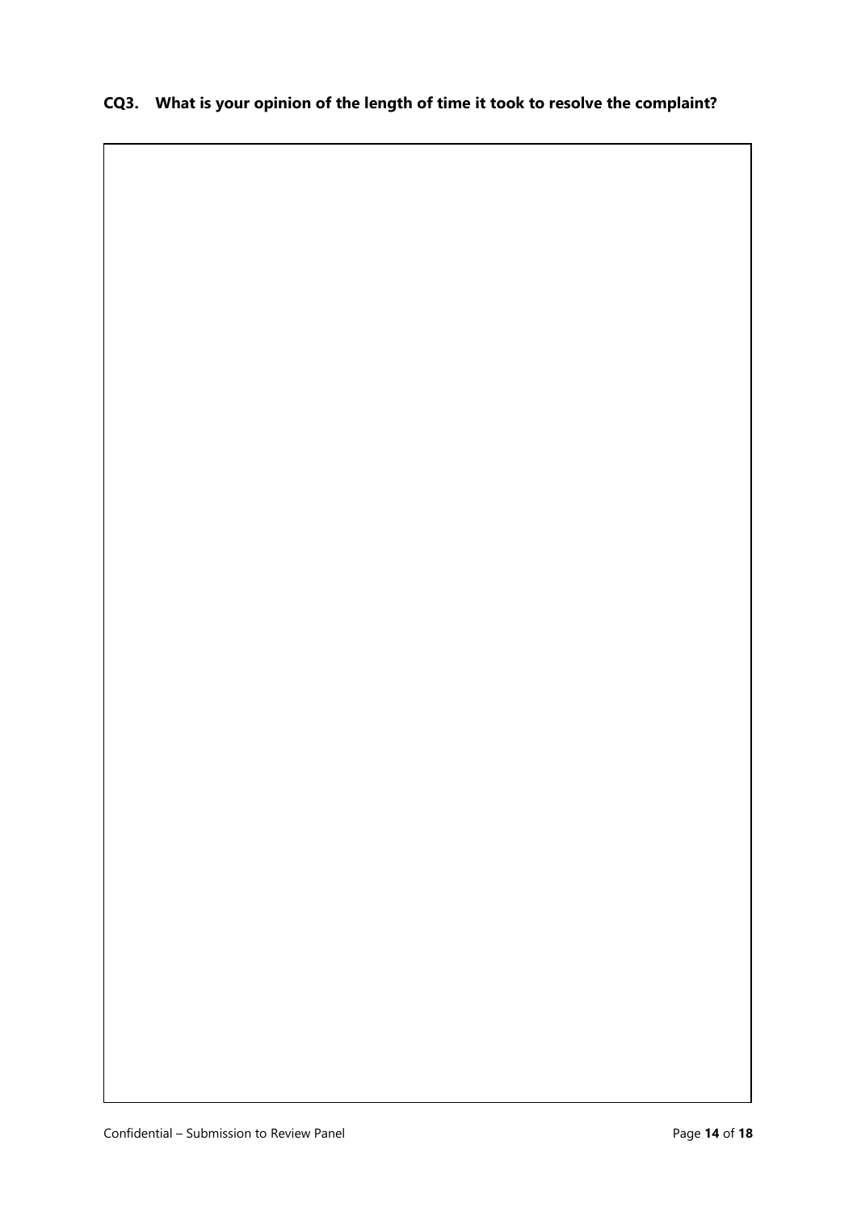**CQ3. What is your opinion of the length of time it took to resolve the complaint?**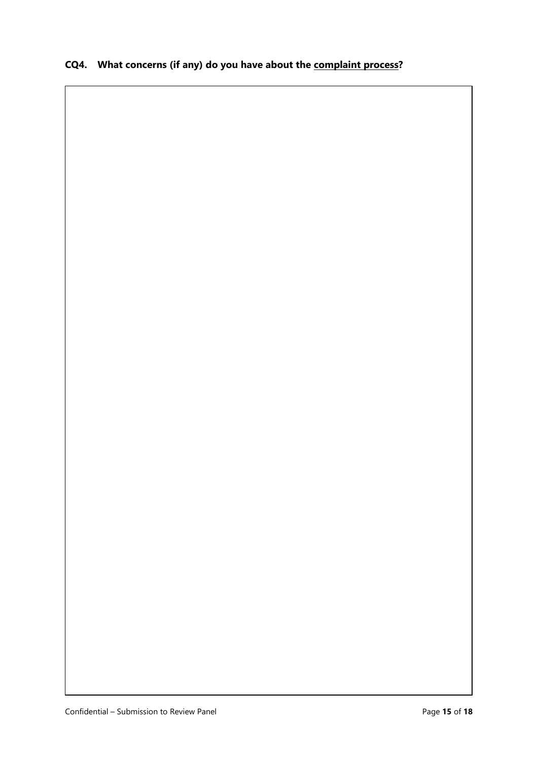**CQ4. What concerns (if any) do you have about the <u>complaint process</u>?**

| |
|---|
| |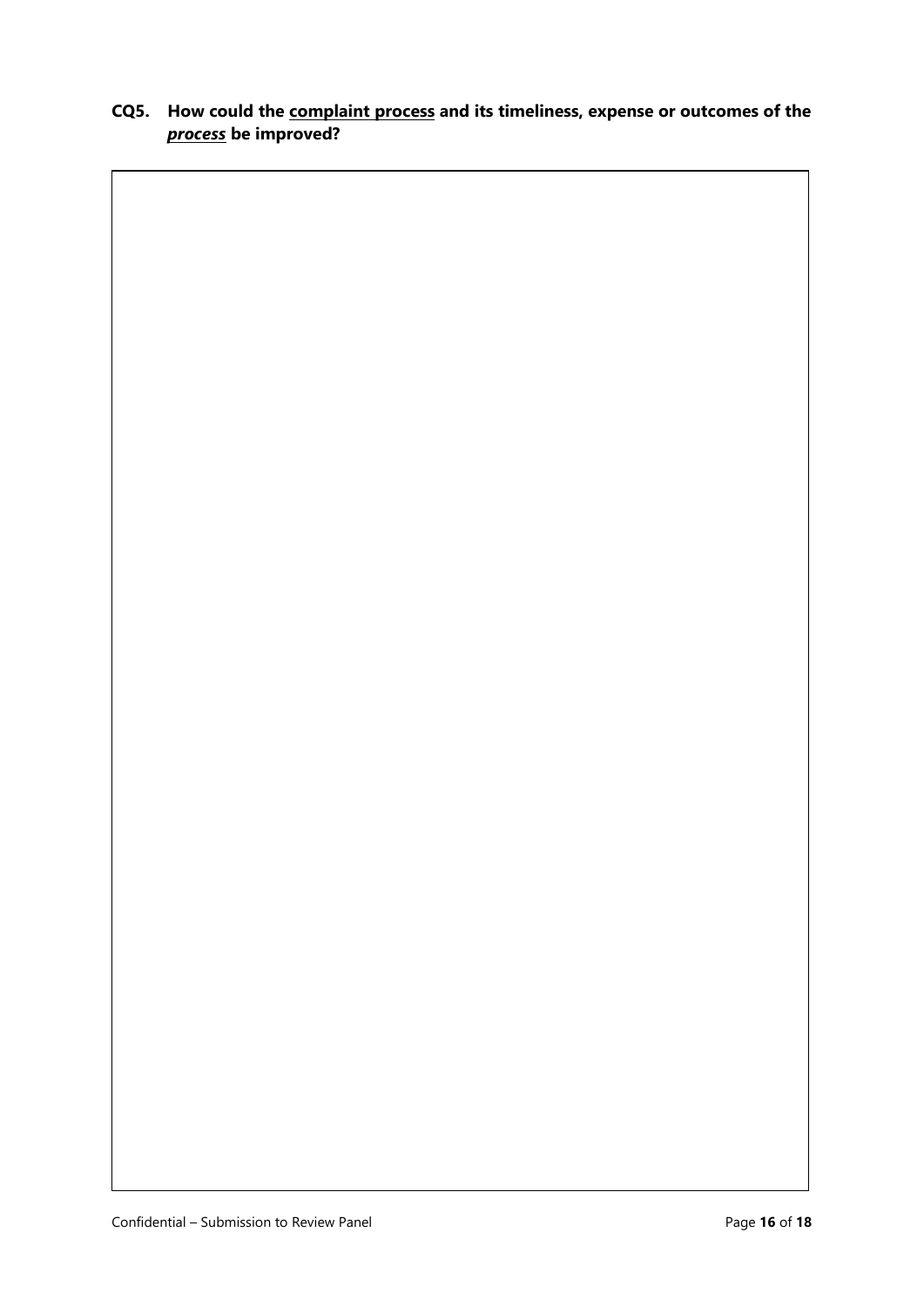**CQ5. How could the <u>complaint process</u> and its timeliness, expense or outcomes of the *<u>process</u>* be improved?**

| |
|---|
| |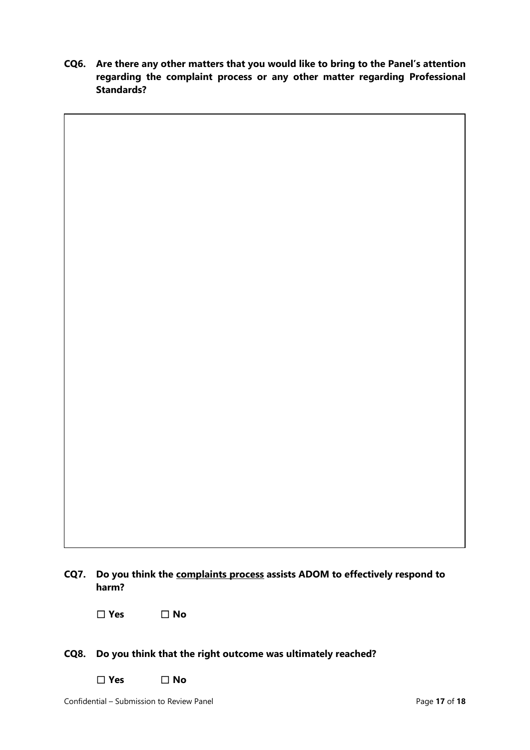**CQ6. Are there any other matters that you would like to bring to the Panel's attention regarding the complaint process or any other matter regarding Professional Standards?**

**CQ7. Do you think the <u>complaints process</u> assists ADOM to effectively respond to harm?**

☐ **Yes** ☐ **No**

**CQ8. Do you think that the right outcome was ultimately reached?**

☐ **Yes** ☐ **No**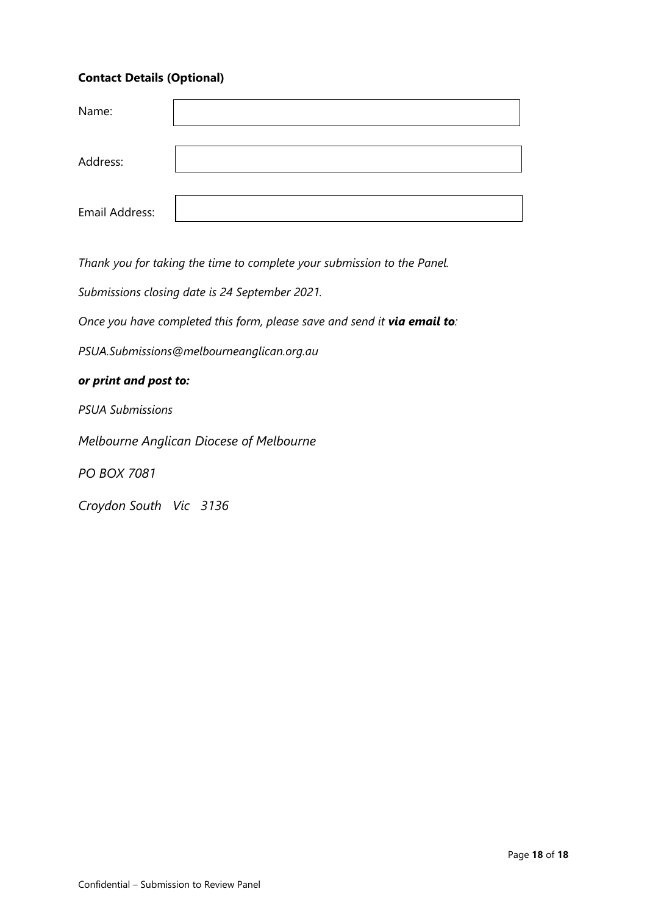**Contact Details (Optional)**

| | |
|---|---|
| Name: | |
| Address: | |
| Email Address: | |

*Thank you for taking the time to complete your submission to the Panel.*

*Submissions closing date is 24 September 2021.*

*Once you have completed this form, please save and send it* ***via email to****:*

*PSUA.Submissions@melbourneanglican.org.au*

***or print and post to:***

*PSUA Submissions*

*Melbourne Anglican Diocese of Melbourne*

*PO BOX 7081*

*Croydon South Vic 3136*

Confidential – Submission to Review Panel